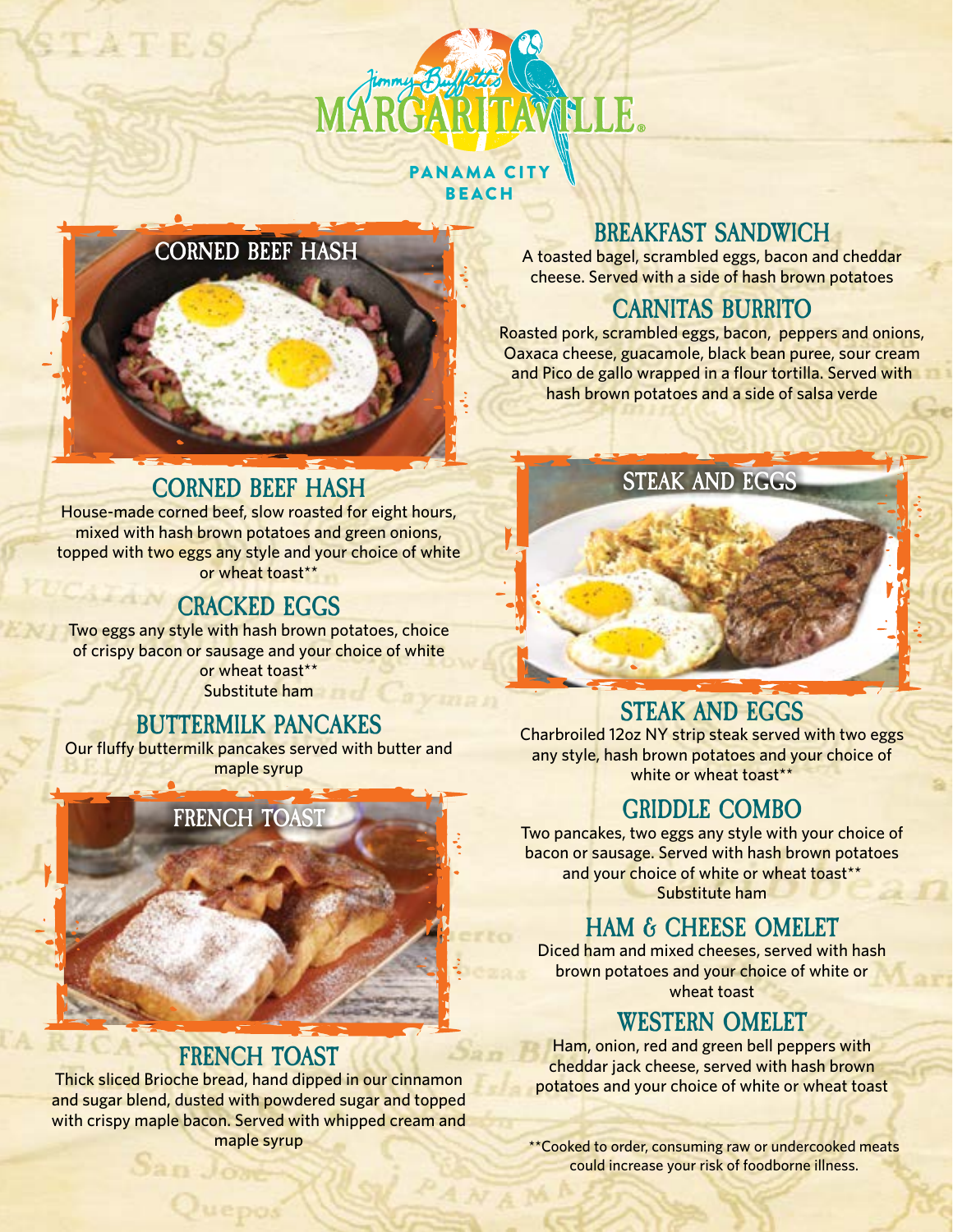# Jimmy Buffett's MARGARITAVILLE

PANAMA CITY BEACH

CORNED BEEF HASH

## CORNED BEEF HASH

House-made corned beef, slow roasted for eight hours, mixed with hash brown potatoes and green onions, topped with two eggs any style and your choice of white or wheat toast**

## CRACKED EGGS

Two eggs any style with hash brown potatoes, choice of crispy bacon or sausage and your choice of white or wheat toast**
Substitute ham

## BUTTERMILK PANCAKES

Our fluffy buttermilk pancakes served with butter and maple syrup

FRENCH TOAST

## FRENCH TOAST

Thick sliced Brioche bread, hand dipped in our cinnamon and sugar blend, dusted with powdered sugar and topped with crispy maple bacon. Served with whipped cream and maple syrup

## BREAKFAST SANDWICH

A toasted bagel, scrambled eggs, bacon and cheddar cheese. Served with a side of hash brown potatoes

## CARNITAS BURRITO

Roasted pork, scrambled eggs, bacon, peppers and onions, Oaxaca cheese, guacamole, black bean puree, sour cream and Pico de gallo wrapped in a flour tortilla. Served with hash brown potatoes and a side of salsa verde

STEAK AND EGGS

## STEAK AND EGGS

Charbroiled 12oz NY strip steak served with two eggs any style, hash brown potatoes and your choice of white or wheat toast**

## GRIDDLE COMBO

Two pancakes, two eggs any style with your choice of bacon or sausage. Served with hash brown potatoes and your choice of white or wheat toast**
Substitute ham

## HAM & CHEESE OMELET

Diced ham and mixed cheeses, served with hash brown potatoes and your choice of white or wheat toast

## WESTERN OMELET

Ham, onion, red and green bell peppers with cheddar jack cheese, served with hash brown potatoes and your choice of white or wheat toast

**Cooked to order, consuming raw or undercooked meats could increase your risk of foodborne illness.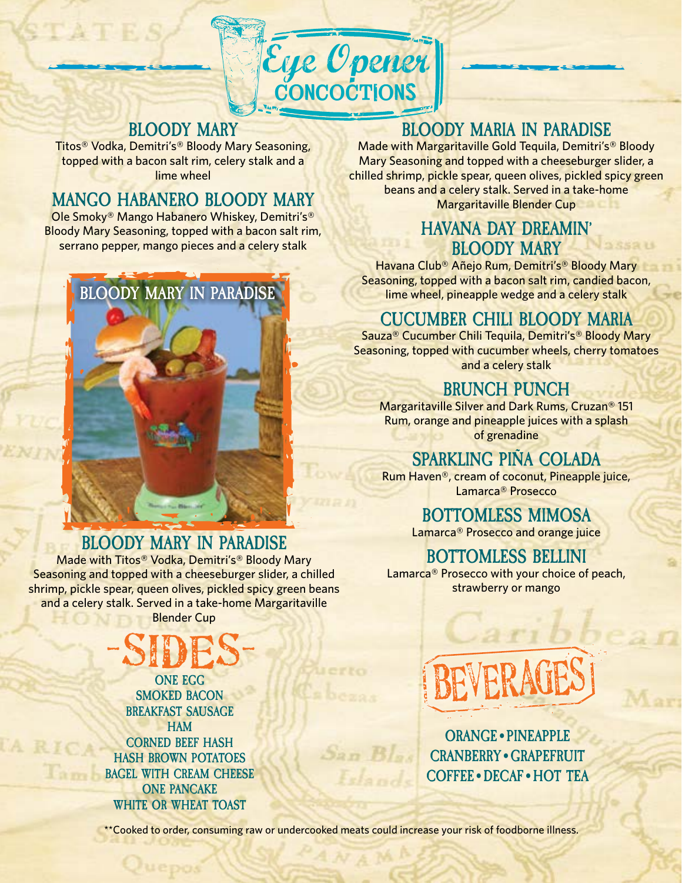# Eye Opener CONCOCTIONS

## BLOODY MARY

Titos® Vodka, Demitri's® Bloody Mary Seasoning, topped with a bacon salt rim, celery stalk and a lime wheel

## MANGO HABANERO BLOODY MARY

Ole Smoky® Mango Habanero Whiskey, Demitri's® Bloody Mary Seasoning, topped with a bacon salt rim, serrano pepper, mango pieces and a celery stalk

BLOODY MARY IN PARADISE

## BLOODY MARY IN PARADISE

Made with Titos® Vodka, Demitri's® Bloody Mary Seasoning and topped with a cheeseburger slider, a chilled shrimp, pickle spear, queen olives, pickled spicy green beans and a celery stalk. Served in a take-home Margaritaville Blender Cup

## BLOODY MARIA IN PARADISE

Made with Margaritaville Gold Tequila, Demitri's® Bloody Mary Seasoning and topped with a cheeseburger slider, a chilled shrimp, pickle spear, queen olives, pickled spicy green beans and a celery stalk. Served in a take-home Margaritaville Blender Cup

## HAVANA DAY DREAMIN' BLOODY MARY

Havana Club® Añejo Rum, Demitri's® Bloody Mary Seasoning, topped with a bacon salt rim, candied bacon, lime wheel, pineapple wedge and a celery stalk

## CUCUMBER CHILI BLOODY MARIA

Sauza® Cucumber Chili Tequila, Demitri's® Bloody Mary Seasoning, topped with cucumber wheels, cherry tomatoes and a celery stalk

## BRUNCH PUNCH

Margaritaville Silver and Dark Rums, Cruzan® 151 Rum, orange and pineapple juices with a splash of grenadine

## SPARKLING PIÑA COLADA

Rum Haven®, cream of coconut, Pineapple juice, Lamarca® Prosecco

## BOTTOMLESS MIMOSA

Lamarca® Prosecco and orange juice

## BOTTOMLESS BELLINI

Lamarca® Prosecco with your choice of peach, strawberry or mango

# -SIDES-

ONE EGG
SMOKED BACON
BREAKFAST SAUSAGE
HAM
CORNED BEEF HASH
HASH BROWN POTATOES
BAGEL WITH CREAM CHEESE
ONE PANCAKE
WHITE OR WHEAT TOAST

# BEVERAGES

ORANGE • PINEAPPLE
CRANBERRY • GRAPEFRUIT
COFFEE • DECAF • HOT TEA

**Cooked to order, consuming raw or undercooked meats could increase your risk of foodborne illness.